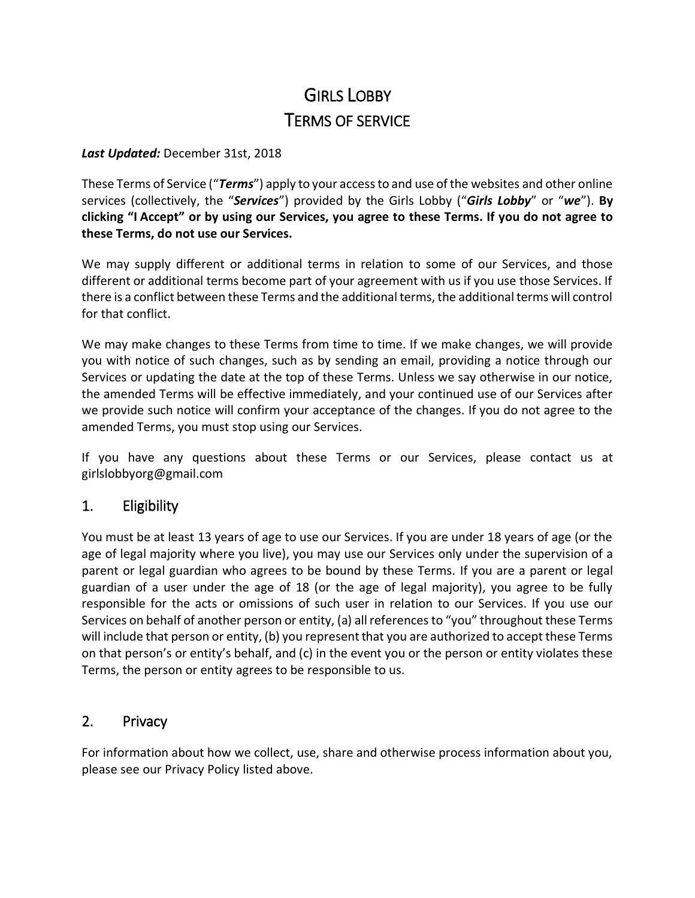# Girls Lobby
# Terms of Service

***Last Updated:*** December 31st, 2018

These Terms of Service ("***Terms***") apply to your access to and use of the websites and other online services (collectively, the "***Services***") provided by the Girls Lobby ("***Girls Lobby***" or "***we***"). **By clicking "I Accept" or by using our Services, you agree to these Terms. If you do not agree to these Terms, do not use our Services.**

We may supply different or additional terms in relation to some of our Services, and those different or additional terms become part of your agreement with us if you use those Services. If there is a conflict between these Terms and the additional terms, the additional terms will control for that conflict.

We may make changes to these Terms from time to time. If we make changes, we will provide you with notice of such changes, such as by sending an email, providing a notice through our Services or updating the date at the top of these Terms. Unless we say otherwise in our notice, the amended Terms will be effective immediately, and your continued use of our Services after we provide such notice will confirm your acceptance of the changes. If you do not agree to the amended Terms, you must stop using our Services.

If you have any questions about these Terms or our Services, please contact us at girlslobbyorg@gmail.com

## 1. Eligibility

You must be at least 13 years of age to use our Services. If you are under 18 years of age (or the age of legal majority where you live), you may use our Services only under the supervision of a parent or legal guardian who agrees to be bound by these Terms. If you are a parent or legal guardian of a user under the age of 18 (or the age of legal majority), you agree to be fully responsible for the acts or omissions of such user in relation to our Services. If you use our Services on behalf of another person or entity, (a) all references to "you" throughout these Terms will include that person or entity, (b) you represent that you are authorized to accept these Terms on that person's or entity's behalf, and (c) in the event you or the person or entity violates these Terms, the person or entity agrees to be responsible to us.

## 2. Privacy

For information about how we collect, use, share and otherwise process information about you, please see our Privacy Policy listed above.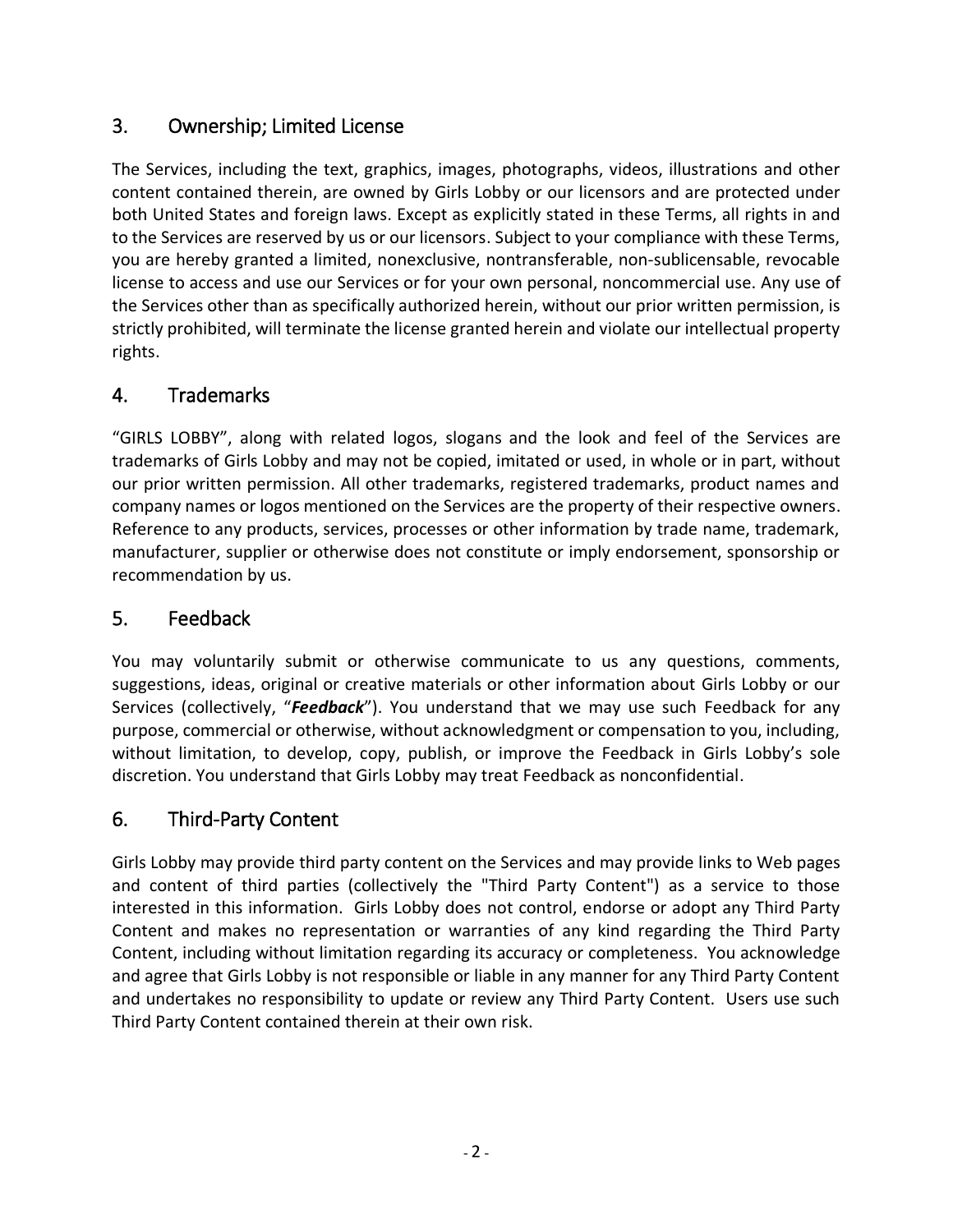## 3. Ownership; Limited License

The Services, including the text, graphics, images, photographs, videos, illustrations and other content contained therein, are owned by Girls Lobby or our licensors and are protected under both United States and foreign laws. Except as explicitly stated in these Terms, all rights in and to the Services are reserved by us or our licensors. Subject to your compliance with these Terms, you are hereby granted a limited, nonexclusive, nontransferable, non-sublicensable, revocable license to access and use our Services or for your own personal, noncommercial use. Any use of the Services other than as specifically authorized herein, without our prior written permission, is strictly prohibited, will terminate the license granted herein and violate our intellectual property rights.

## 4. Trademarks

"GIRLS LOBBY", along with related logos, slogans and the look and feel of the Services are trademarks of Girls Lobby and may not be copied, imitated or used, in whole or in part, without our prior written permission. All other trademarks, registered trademarks, product names and company names or logos mentioned on the Services are the property of their respective owners. Reference to any products, services, processes or other information by trade name, trademark, manufacturer, supplier or otherwise does not constitute or imply endorsement, sponsorship or recommendation by us.

## 5. Feedback

You may voluntarily submit or otherwise communicate to us any questions, comments, suggestions, ideas, original or creative materials or other information about Girls Lobby or our Services (collectively, "***Feedback***"). You understand that we may use such Feedback for any purpose, commercial or otherwise, without acknowledgment or compensation to you, including, without limitation, to develop, copy, publish, or improve the Feedback in Girls Lobby's sole discretion. You understand that Girls Lobby may treat Feedback as nonconfidential.

## 6. Third-Party Content

Girls Lobby may provide third party content on the Services and may provide links to Web pages and content of third parties (collectively the "Third Party Content") as a service to those interested in this information. Girls Lobby does not control, endorse or adopt any Third Party Content and makes no representation or warranties of any kind regarding the Third Party Content, including without limitation regarding its accuracy or completeness. You acknowledge and agree that Girls Lobby is not responsible or liable in any manner for any Third Party Content and undertakes no responsibility to update or review any Third Party Content. Users use such Third Party Content contained therein at their own risk.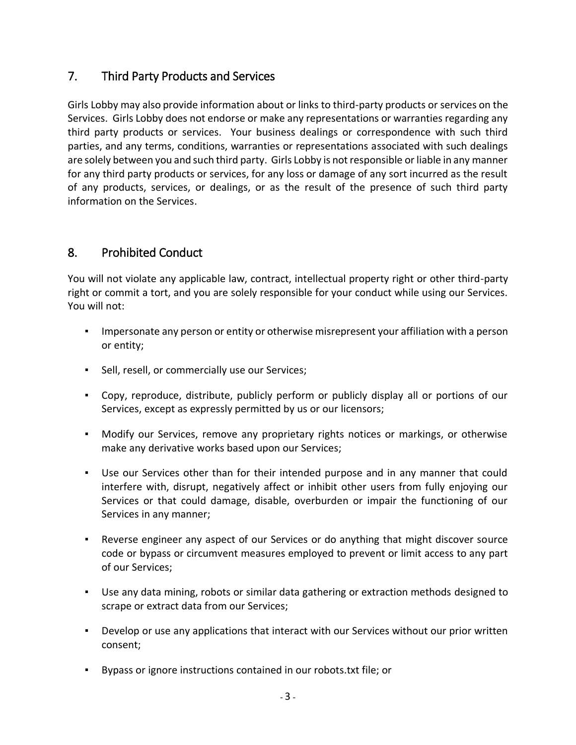## 7. Third Party Products and Services

Girls Lobby may also provide information about or links to third-party products or services on the Services. Girls Lobby does not endorse or make any representations or warranties regarding any third party products or services. Your business dealings or correspondence with such third parties, and any terms, conditions, warranties or representations associated with such dealings are solely between you and such third party. Girls Lobby is not responsible or liable in any manner for any third party products or services, for any loss or damage of any sort incurred as the result of any products, services, or dealings, or as the result of the presence of such third party information on the Services.

## 8. Prohibited Conduct

You will not violate any applicable law, contract, intellectual property right or other third-party right or commit a tort, and you are solely responsible for your conduct while using our Services. You will not:

- Impersonate any person or entity or otherwise misrepresent your affiliation with a person or entity;
- Sell, resell, or commercially use our Services;
- Copy, reproduce, distribute, publicly perform or publicly display all or portions of our Services, except as expressly permitted by us or our licensors;
- Modify our Services, remove any proprietary rights notices or markings, or otherwise make any derivative works based upon our Services;
- Use our Services other than for their intended purpose and in any manner that could interfere with, disrupt, negatively affect or inhibit other users from fully enjoying our Services or that could damage, disable, overburden or impair the functioning of our Services in any manner;
- Reverse engineer any aspect of our Services or do anything that might discover source code or bypass or circumvent measures employed to prevent or limit access to any part of our Services;
- Use any data mining, robots or similar data gathering or extraction methods designed to scrape or extract data from our Services;
- Develop or use any applications that interact with our Services without our prior written consent;
- Bypass or ignore instructions contained in our robots.txt file; or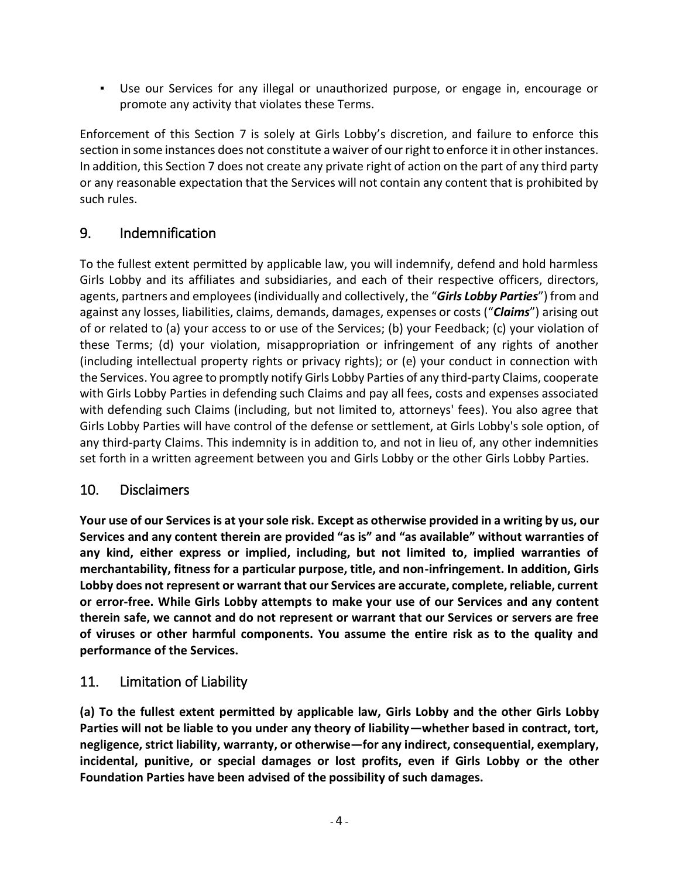- Use our Services for any illegal or unauthorized purpose, or engage in, encourage or promote any activity that violates these Terms.

Enforcement of this Section 7 is solely at Girls Lobby's discretion, and failure to enforce this section in some instances does not constitute a waiver of our right to enforce it in other instances. In addition, this Section 7 does not create any private right of action on the part of any third party or any reasonable expectation that the Services will not contain any content that is prohibited by such rules.

## 9. Indemnification

To the fullest extent permitted by applicable law, you will indemnify, defend and hold harmless Girls Lobby and its affiliates and subsidiaries, and each of their respective officers, directors, agents, partners and employees (individually and collectively, the "***Girls Lobby Parties***") from and against any losses, liabilities, claims, demands, damages, expenses or costs ("***Claims***") arising out of or related to (a) your access to or use of the Services; (b) your Feedback; (c) your violation of these Terms; (d) your violation, misappropriation or infringement of any rights of another (including intellectual property rights or privacy rights); or (e) your conduct in connection with the Services. You agree to promptly notify Girls Lobby Parties of any third-party Claims, cooperate with Girls Lobby Parties in defending such Claims and pay all fees, costs and expenses associated with defending such Claims (including, but not limited to, attorneys' fees). You also agree that Girls Lobby Parties will have control of the defense or settlement, at Girls Lobby's sole option, of any third-party Claims. This indemnity is in addition to, and not in lieu of, any other indemnities set forth in a written agreement between you and Girls Lobby or the other Girls Lobby Parties.

## 10. Disclaimers

**Your use of our Services is at your sole risk. Except as otherwise provided in a writing by us, our Services and any content therein are provided "as is" and "as available" without warranties of any kind, either express or implied, including, but not limited to, implied warranties of merchantability, fitness for a particular purpose, title, and non-infringement. In addition, Girls Lobby does not represent or warrant that our Services are accurate, complete, reliable, current or error-free. While Girls Lobby attempts to make your use of our Services and any content therein safe, we cannot and do not represent or warrant that our Services or servers are free of viruses or other harmful components. You assume the entire risk as to the quality and performance of the Services.**

## 11. Limitation of Liability

**(a) To the fullest extent permitted by applicable law, Girls Lobby and the other Girls Lobby Parties will not be liable to you under any theory of liability—whether based in contract, tort, negligence, strict liability, warranty, or otherwise—for any indirect, consequential, exemplary, incidental, punitive, or special damages or lost profits, even if Girls Lobby or the other Foundation Parties have been advised of the possibility of such damages.**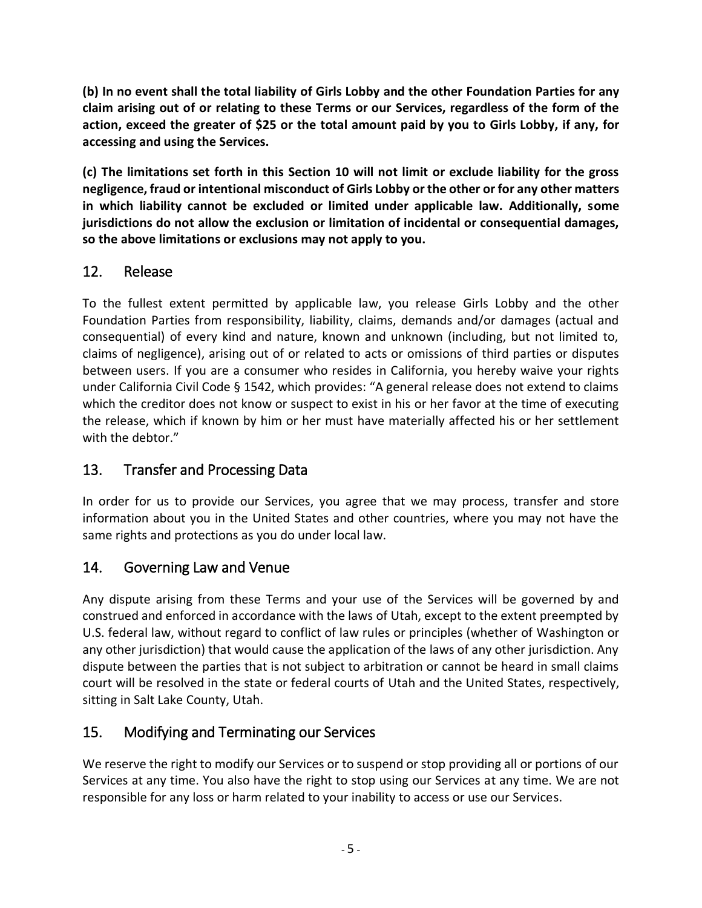**(b) In no event shall the total liability of Girls Lobby and the other Foundation Parties for any claim arising out of or relating to these Terms or our Services, regardless of the form of the action, exceed the greater of $25 or the total amount paid by you to Girls Lobby, if any, for accessing and using the Services.**

**(c) The limitations set forth in this Section 10 will not limit or exclude liability for the gross negligence, fraud or intentional misconduct of Girls Lobby or the other or for any other matters in which liability cannot be excluded or limited under applicable law. Additionally, some jurisdictions do not allow the exclusion or limitation of incidental or consequential damages, so the above limitations or exclusions may not apply to you.**

## 12. Release

To the fullest extent permitted by applicable law, you release Girls Lobby and the other Foundation Parties from responsibility, liability, claims, demands and/or damages (actual and consequential) of every kind and nature, known and unknown (including, but not limited to, claims of negligence), arising out of or related to acts or omissions of third parties or disputes between users. If you are a consumer who resides in California, you hereby waive your rights under California Civil Code § 1542, which provides: "A general release does not extend to claims which the creditor does not know or suspect to exist in his or her favor at the time of executing the release, which if known by him or her must have materially affected his or her settlement with the debtor."

## 13. Transfer and Processing Data

In order for us to provide our Services, you agree that we may process, transfer and store information about you in the United States and other countries, where you may not have the same rights and protections as you do under local law.

## 14. Governing Law and Venue

Any dispute arising from these Terms and your use of the Services will be governed by and construed and enforced in accordance with the laws of Utah, except to the extent preempted by U.S. federal law, without regard to conflict of law rules or principles (whether of Washington or any other jurisdiction) that would cause the application of the laws of any other jurisdiction. Any dispute between the parties that is not subject to arbitration or cannot be heard in small claims court will be resolved in the state or federal courts of Utah and the United States, respectively, sitting in Salt Lake County, Utah.

## 15. Modifying and Terminating our Services

We reserve the right to modify our Services or to suspend or stop providing all or portions of our Services at any time. You also have the right to stop using our Services at any time. We are not responsible for any loss or harm related to your inability to access or use our Services.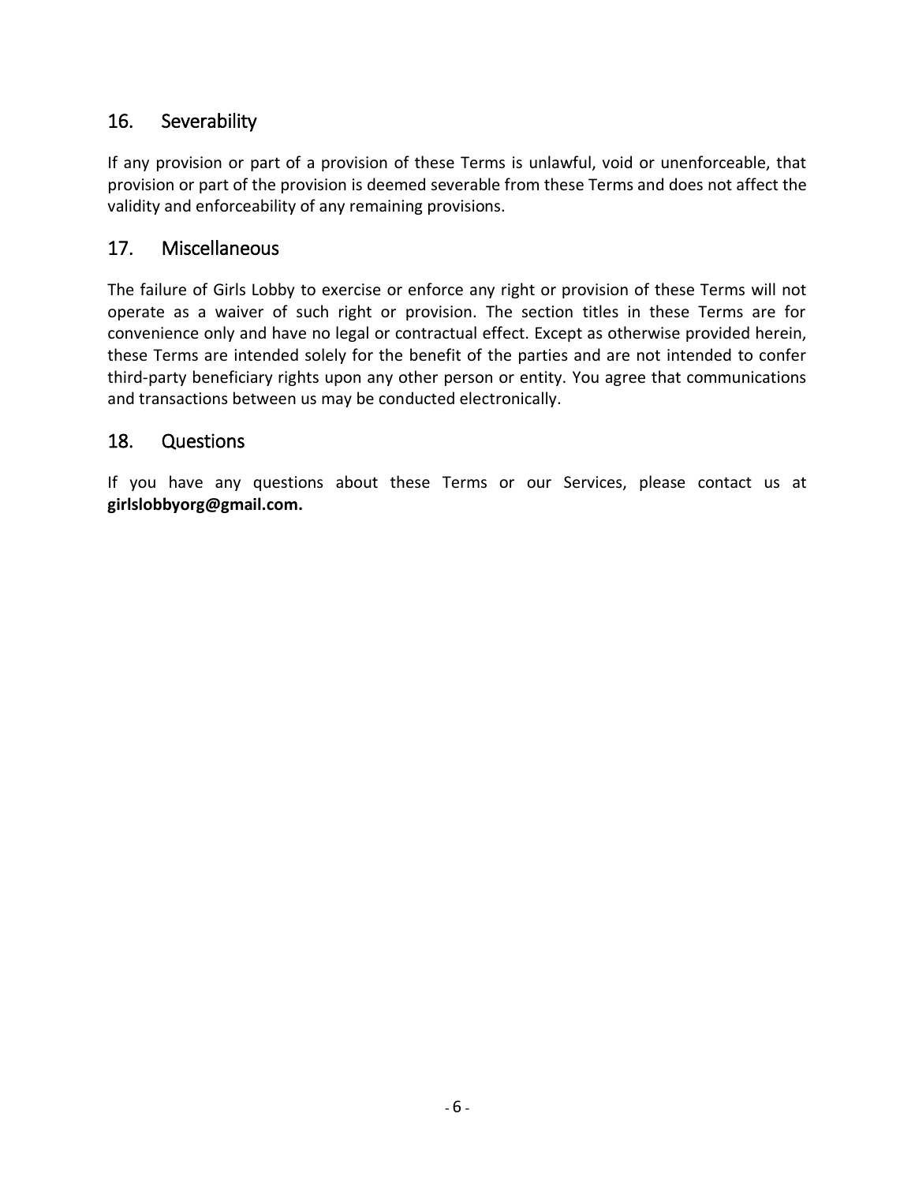## 16. Severability

If any provision or part of a provision of these Terms is unlawful, void or unenforceable, that provision or part of the provision is deemed severable from these Terms and does not affect the validity and enforceability of any remaining provisions.

## 17. Miscellaneous

The failure of Girls Lobby to exercise or enforce any right or provision of these Terms will not operate as a waiver of such right or provision. The section titles in these Terms are for convenience only and have no legal or contractual effect. Except as otherwise provided herein, these Terms are intended solely for the benefit of the parties and are not intended to confer third-party beneficiary rights upon any other person or entity. You agree that communications and transactions between us may be conducted electronically.

## 18. Questions

If you have any questions about these Terms or our Services, please contact us at **girlslobbyorg@gmail.com.**